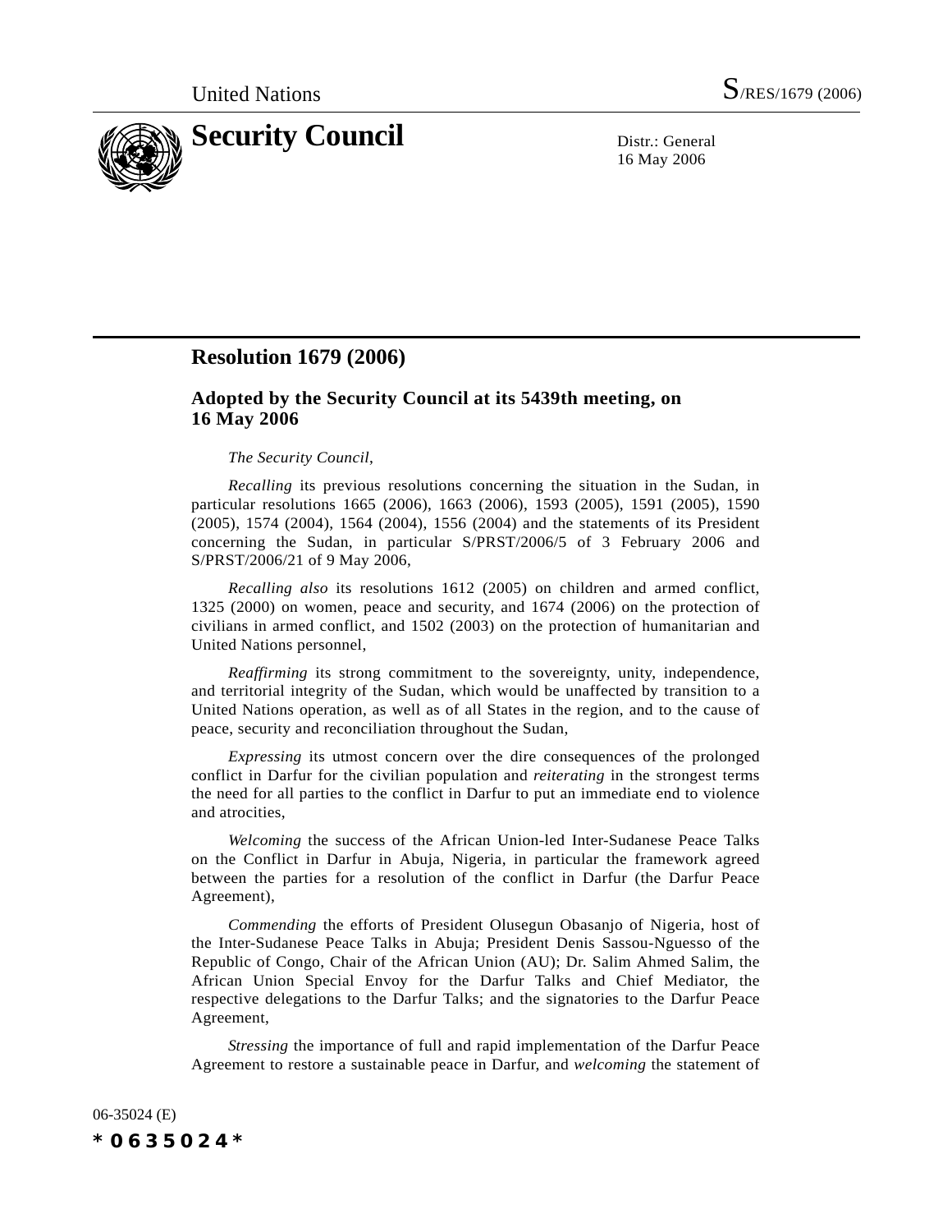United Nations S/RES/1679 (2006)

# Security Council

Distr.: General
16 May 2006

## Resolution 1679 (2006)

### Adopted by the Security Council at its 5439th meeting, on 16 May 2006

*The Security Council*,

*Recalling* its previous resolutions concerning the situation in the Sudan, in particular resolutions 1665 (2006), 1663 (2006), 1593 (2005), 1591 (2005), 1590 (2005), 1574 (2004), 1564 (2004), 1556 (2004) and the statements of its President concerning the Sudan, in particular S/PRST/2006/5 of 3 February 2006 and S/PRST/2006/21 of 9 May 2006,

*Recalling also* its resolutions 1612 (2005) on children and armed conflict, 1325 (2000) on women, peace and security, and 1674 (2006) on the protection of civilians in armed conflict, and 1502 (2003) on the protection of humanitarian and United Nations personnel,

*Reaffirming* its strong commitment to the sovereignty, unity, independence, and territorial integrity of the Sudan, which would be unaffected by transition to a United Nations operation, as well as of all States in the region, and to the cause of peace, security and reconciliation throughout the Sudan,

*Expressing* its utmost concern over the dire consequences of the prolonged conflict in Darfur for the civilian population and *reiterating* in the strongest terms the need for all parties to the conflict in Darfur to put an immediate end to violence and atrocities,

*Welcoming* the success of the African Union-led Inter-Sudanese Peace Talks on the Conflict in Darfur in Abuja, Nigeria, in particular the framework agreed between the parties for a resolution of the conflict in Darfur (the Darfur Peace Agreement),

*Commending* the efforts of President Olusegun Obasanjo of Nigeria, host of the Inter-Sudanese Peace Talks in Abuja; President Denis Sassou-Nguesso of the Republic of Congo, Chair of the African Union (AU); Dr. Salim Ahmed Salim, the African Union Special Envoy for the Darfur Talks and Chief Mediator, the respective delegations to the Darfur Talks; and the signatories to the Darfur Peace Agreement,

*Stressing* the importance of full and rapid implementation of the Darfur Peace Agreement to restore a sustainable peace in Darfur, and *welcoming* the statement of

06-35024 (E)

*0635024*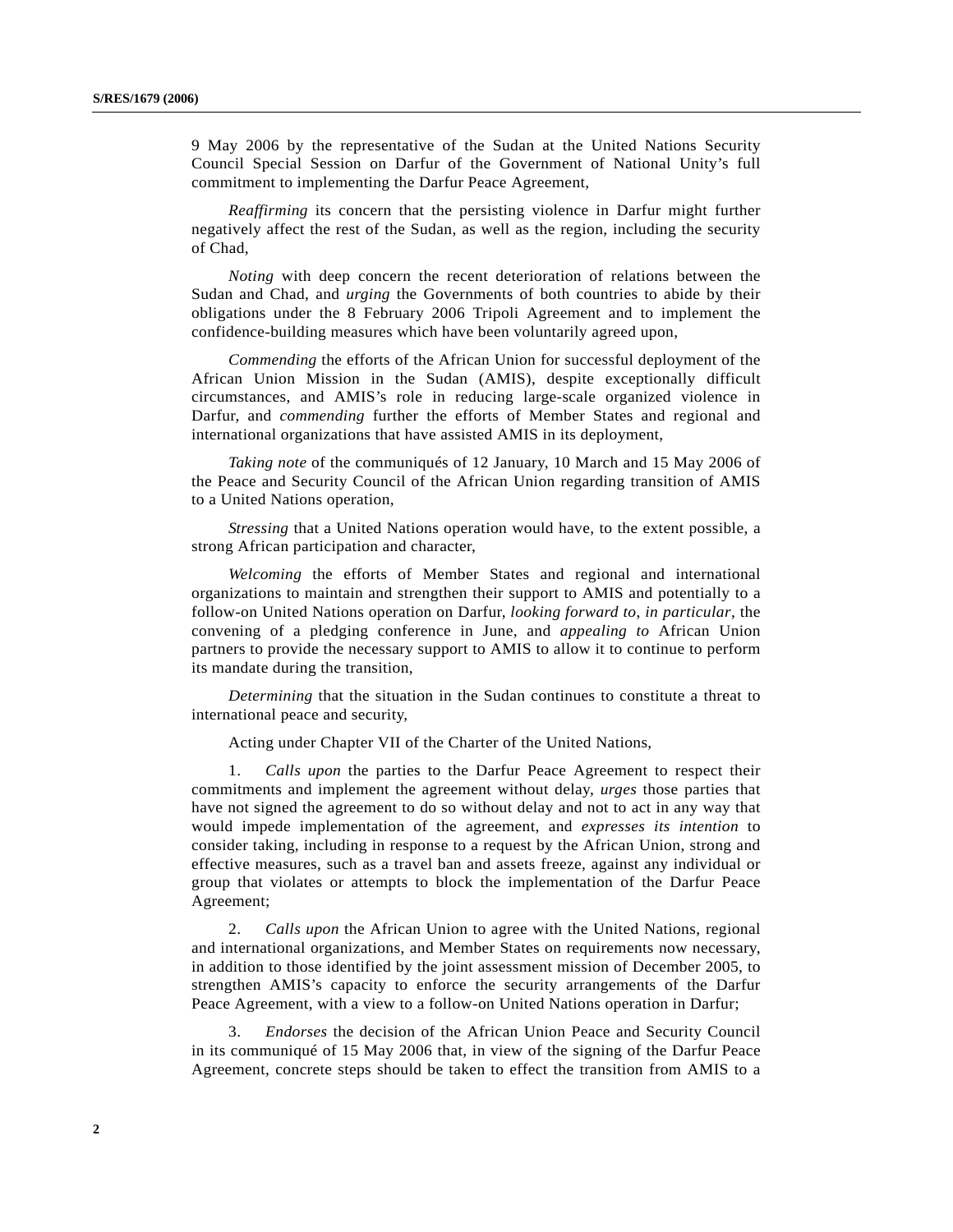9 May 2006 by the representative of the Sudan at the United Nations Security Council Special Session on Darfur of the Government of National Unity's full commitment to implementing the Darfur Peace Agreement,

*Reaffirming* its concern that the persisting violence in Darfur might further negatively affect the rest of the Sudan, as well as the region, including the security of Chad,

*Noting* with deep concern the recent deterioration of relations between the Sudan and Chad, and *urging* the Governments of both countries to abide by their obligations under the 8 February 2006 Tripoli Agreement and to implement the confidence-building measures which have been voluntarily agreed upon,

*Commending* the efforts of the African Union for successful deployment of the African Union Mission in the Sudan (AMIS), despite exceptionally difficult circumstances, and AMIS's role in reducing large-scale organized violence in Darfur, and *commending* further the efforts of Member States and regional and international organizations that have assisted AMIS in its deployment,

*Taking note* of the communiqués of 12 January, 10 March and 15 May 2006 of the Peace and Security Council of the African Union regarding transition of AMIS to a United Nations operation,

*Stressing* that a United Nations operation would have, to the extent possible, a strong African participation and character,

*Welcoming* the efforts of Member States and regional and international organizations to maintain and strengthen their support to AMIS and potentially to a follow-on United Nations operation on Darfur, *looking forward to, in particular*, the convening of a pledging conference in June, and *appealing to* African Union partners to provide the necessary support to AMIS to allow it to continue to perform its mandate during the transition,

*Determining* that the situation in the Sudan continues to constitute a threat to international peace and security,

Acting under Chapter VII of the Charter of the United Nations,

1. *Calls upon* the parties to the Darfur Peace Agreement to respect their commitments and implement the agreement without delay, *urges* those parties that have not signed the agreement to do so without delay and not to act in any way that would impede implementation of the agreement, and *expresses its intention* to consider taking, including in response to a request by the African Union, strong and effective measures, such as a travel ban and assets freeze, against any individual or group that violates or attempts to block the implementation of the Darfur Peace Agreement;

2. *Calls upon* the African Union to agree with the United Nations, regional and international organizations, and Member States on requirements now necessary, in addition to those identified by the joint assessment mission of December 2005, to strengthen AMIS's capacity to enforce the security arrangements of the Darfur Peace Agreement, with a view to a follow-on United Nations operation in Darfur;

3. *Endorses* the decision of the African Union Peace and Security Council in its communiqué of 15 May 2006 that, in view of the signing of the Darfur Peace Agreement, concrete steps should be taken to effect the transition from AMIS to a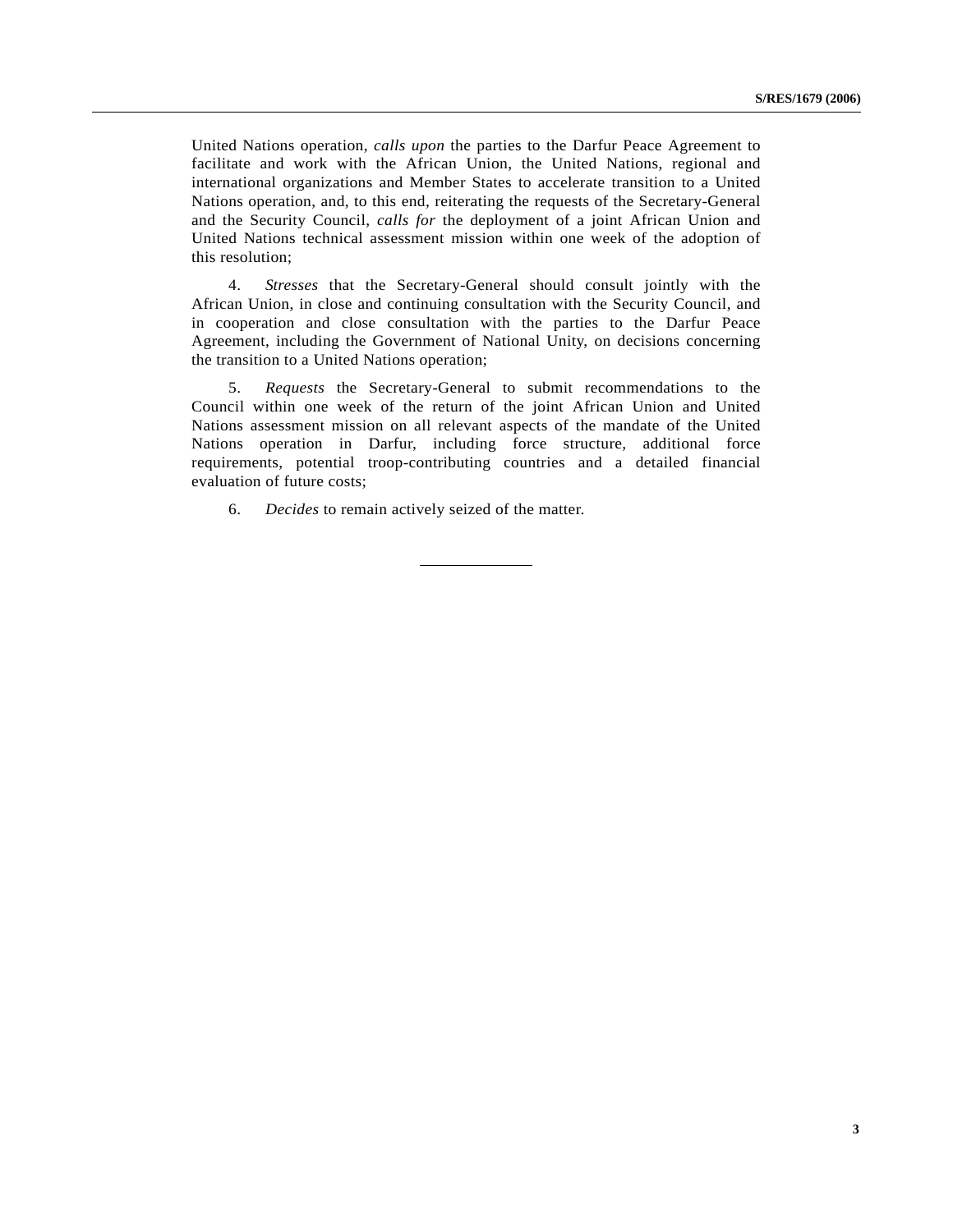United Nations operation, *calls upon* the parties to the Darfur Peace Agreement to facilitate and work with the African Union, the United Nations, regional and international organizations and Member States to accelerate transition to a United Nations operation, and, to this end, reiterating the requests of the Secretary-General and the Security Council, *calls for* the deployment of a joint African Union and United Nations technical assessment mission within one week of the adoption of this resolution;

4. *Stresses* that the Secretary-General should consult jointly with the African Union, in close and continuing consultation with the Security Council, and in cooperation and close consultation with the parties to the Darfur Peace Agreement, including the Government of National Unity, on decisions concerning the transition to a United Nations operation;

5. *Requests* the Secretary-General to submit recommendations to the Council within one week of the return of the joint African Union and United Nations assessment mission on all relevant aspects of the mandate of the United Nations operation in Darfur, including force structure, additional force requirements, potential troop-contributing countries and a detailed financial evaluation of future costs;

6. *Decides* to remain actively seized of the matter.